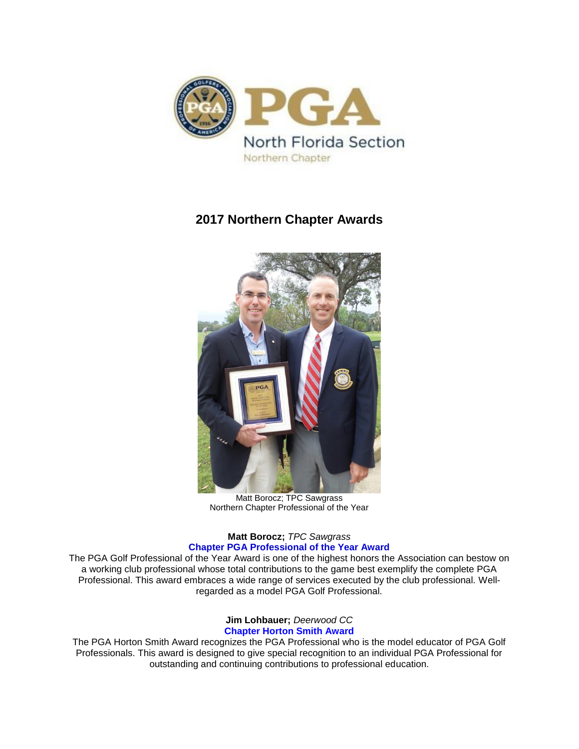PGA North Florida Section
Northern Chapter

## 2017 Northern Chapter Awards

Matt Borocz; TPC Sawgrass
Northern Chapter Professional of the Year

**Matt Borocz;** *TPC Sawgrass*
**Chapter PGA Professional of the Year Award**

The PGA Golf Professional of the Year Award is one of the highest honors the Association can bestow on a working club professional whose total contributions to the game best exemplify the complete PGA Professional. This award embraces a wide range of services executed by the club professional. Well-regarded as a model PGA Golf Professional.

**Jim Lohbauer;** *Deerwood CC*
**Chapter Horton Smith Award**

The PGA Horton Smith Award recognizes the PGA Professional who is the model educator of PGA Golf Professionals. This award is designed to give special recognition to an individual PGA Professional for outstanding and continuing contributions to professional education.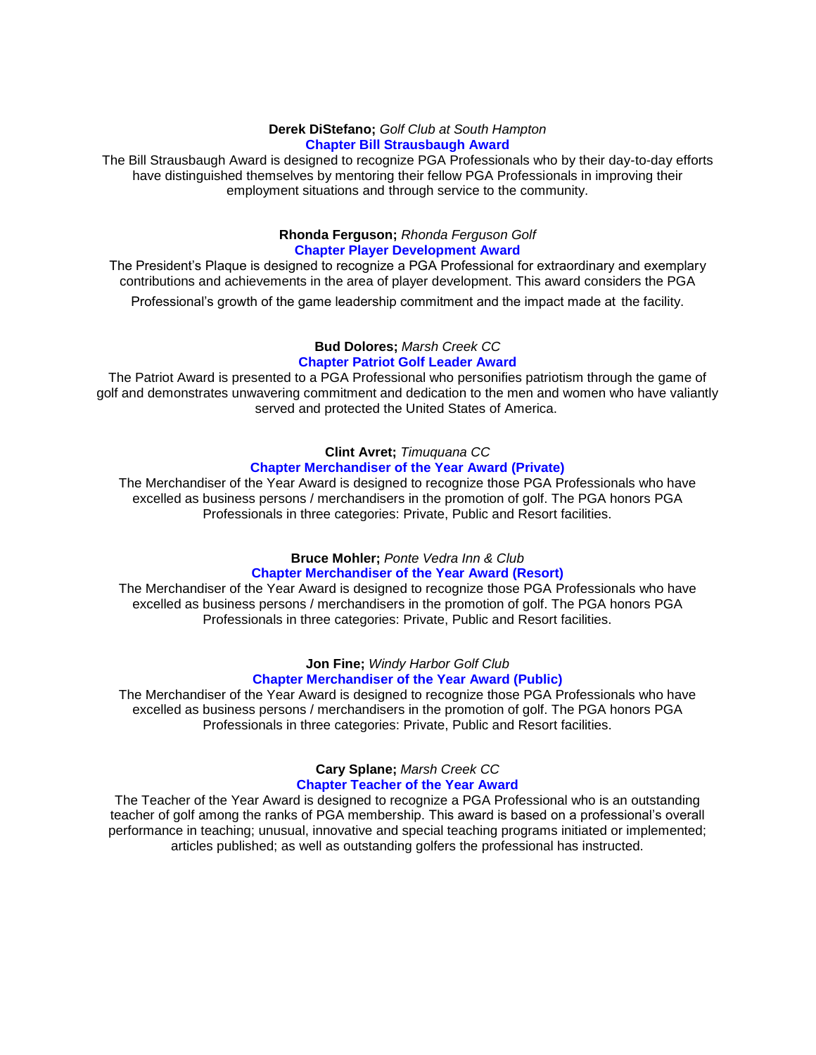**Derek DiStefano;** *Golf Club at South Hampton*

**Chapter Bill Strausbaugh Award**

The Bill Strausbaugh Award is designed to recognize PGA Professionals who by their day-to-day efforts have distinguished themselves by mentoring their fellow PGA Professionals in improving their employment situations and through service to the community.

**Rhonda Ferguson;** *Rhonda Ferguson Golf*

**Chapter Player Development Award**

The President's Plaque is designed to recognize a PGA Professional for extraordinary and exemplary contributions and achievements in the area of player development. This award considers the PGA Professional's growth of the game leadership commitment and the impact made at the facility.

**Bud Dolores;** *Marsh Creek CC*

**Chapter Patriot Golf Leader Award**

The Patriot Award is presented to a PGA Professional who personifies patriotism through the game of golf and demonstrates unwavering commitment and dedication to the men and women who have valiantly served and protected the United States of America.

**Clint Avret;** *Timuquana CC*

**Chapter Merchandiser of the Year Award (Private)**

The Merchandiser of the Year Award is designed to recognize those PGA Professionals who have excelled as business persons / merchandisers in the promotion of golf. The PGA honors PGA Professionals in three categories: Private, Public and Resort facilities.

**Bruce Mohler;** *Ponte Vedra Inn & Club*

**Chapter Merchandiser of the Year Award (Resort)**

The Merchandiser of the Year Award is designed to recognize those PGA Professionals who have excelled as business persons / merchandisers in the promotion of golf. The PGA honors PGA Professionals in three categories: Private, Public and Resort facilities.

**Jon Fine;** *Windy Harbor Golf Club*

**Chapter Merchandiser of the Year Award (Public)**

The Merchandiser of the Year Award is designed to recognize those PGA Professionals who have excelled as business persons / merchandisers in the promotion of golf. The PGA honors PGA Professionals in three categories: Private, Public and Resort facilities.

**Cary Splane;** *Marsh Creek CC*

**Chapter Teacher of the Year Award**

The Teacher of the Year Award is designed to recognize a PGA Professional who is an outstanding teacher of golf among the ranks of PGA membership. This award is based on a professional's overall performance in teaching; unusual, innovative and special teaching programs initiated or implemented; articles published; as well as outstanding golfers the professional has instructed.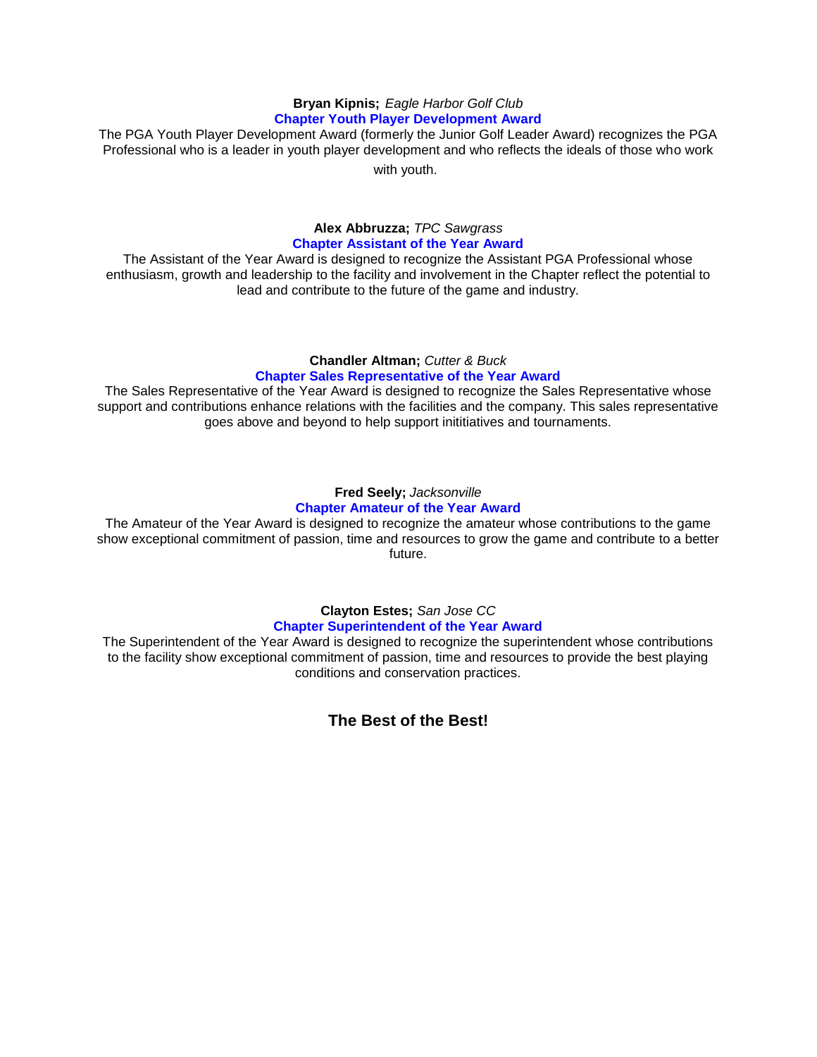**Bryan Kipnis;** *Eagle Harbor Golf Club*

**Chapter Youth Player Development Award**

The PGA Youth Player Development Award (formerly the Junior Golf Leader Award) recognizes the PGA Professional who is a leader in youth player development and who reflects the ideals of those who work with youth.

**Alex Abbruzza;** *TPC Sawgrass*

**Chapter Assistant of the Year Award**

The Assistant of the Year Award is designed to recognize the Assistant PGA Professional whose enthusiasm, growth and leadership to the facility and involvement in the Chapter reflect the potential to lead and contribute to the future of the game and industry.

**Chandler Altman;** *Cutter & Buck*

**Chapter Sales Representative of the Year Award**

The Sales Representative of the Year Award is designed to recognize the Sales Representative whose support and contributions enhance relations with the facilities and the company. This sales representative goes above and beyond to help support inititiatives and tournaments.

**Fred Seely;** *Jacksonville*

**Chapter Amateur of the Year Award**

The Amateur of the Year Award is designed to recognize the amateur whose contributions to the game show exceptional commitment of passion, time and resources to grow the game and contribute to a better future.

**Clayton Estes;** *San Jose CC*

**Chapter Superintendent of the Year Award**

The Superintendent of the Year Award is designed to recognize the superintendent whose contributions to the facility show exceptional commitment of passion, time and resources to provide the best playing conditions and conservation practices.

## The Best of the Best!